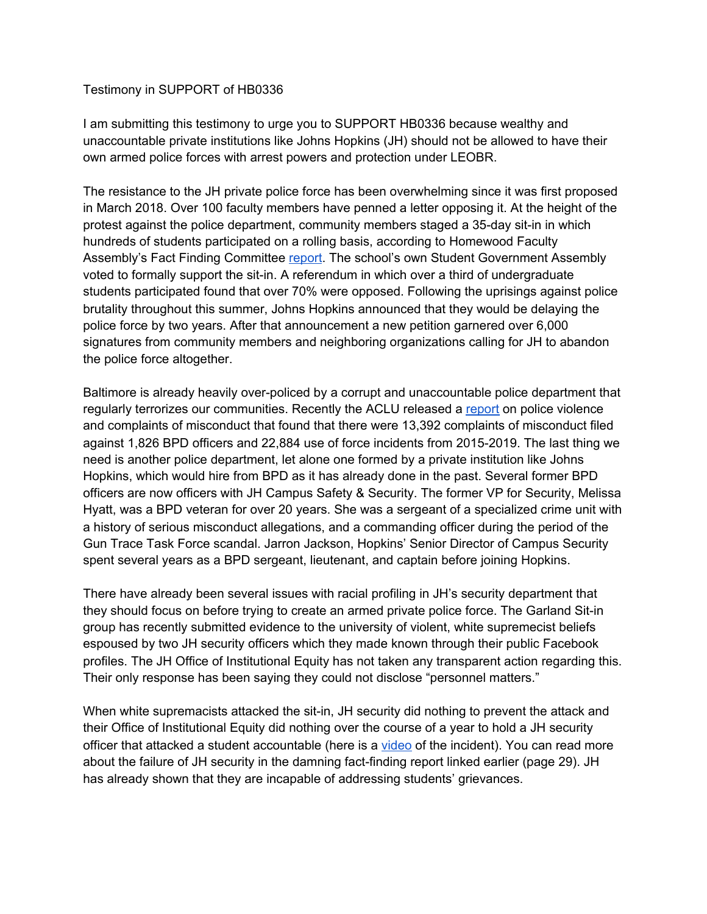Testimony in SUPPORT of HB0336

I am submitting this testimony to urge you to SUPPORT HB0336 because wealthy and unaccountable private institutions like Johns Hopkins (JH) should not be allowed to have their own armed police forces with arrest powers and protection under LEOBR.

The resistance to the JH private police force has been overwhelming since it was first proposed in March 2018. Over 100 faculty members have penned a letter opposing it. At the height of the protest against the police department, community members staged a 35-day sit-in in which hundreds of students participated on a rolling basis, according to Homewood Faculty Assembly's Fact Finding Committee report. The school's own Student Government Assembly voted to formally support the sit-in. A referendum in which over a third of undergraduate students participated found that over 70% were opposed. Following the uprisings against police brutality throughout this summer, Johns Hopkins announced that they would be delaying the police force by two years. After that announcement a new petition garnered over 6,000 signatures from community members and neighboring organizations calling for JH to abandon the police force altogether.

Baltimore is already heavily over-policed by a corrupt and unaccountable police department that regularly terrorizes our communities. Recently the ACLU released a report on police violence and complaints of misconduct that found that there were 13,392 complaints of misconduct filed against 1,826 BPD officers and 22,884 use of force incidents from 2015-2019. The last thing we need is another police department, let alone one formed by a private institution like Johns Hopkins, which would hire from BPD as it has already done in the past. Several former BPD officers are now officers with JH Campus Safety & Security. The former VP for Security, Melissa Hyatt, was a BPD veteran for over 20 years. She was a sergeant of a specialized crime unit with a history of serious misconduct allegations, and a commanding officer during the period of the Gun Trace Task Force scandal. Jarron Jackson, Hopkins' Senior Director of Campus Security spent several years as a BPD sergeant, lieutenant, and captain before joining Hopkins.

There have already been several issues with racial profiling in JH's security department that they should focus on before trying to create an armed private police force. The Garland Sit-in group has recently submitted evidence to the university of violent, white supremecist beliefs espoused by two JH security officers which they made known through their public Facebook profiles. The JH Office of Institutional Equity has not taken any transparent action regarding this. Their only response has been saying they could not disclose "personnel matters."

When white supremacists attacked the sit-in, JH security did nothing to prevent the attack and their Office of Institutional Equity did nothing over the course of a year to hold a JH security officer that attacked a student accountable (here is a video of the incident). You can read more about the failure of JH security in the damning fact-finding report linked earlier (page 29). JH has already shown that they are incapable of addressing students' grievances.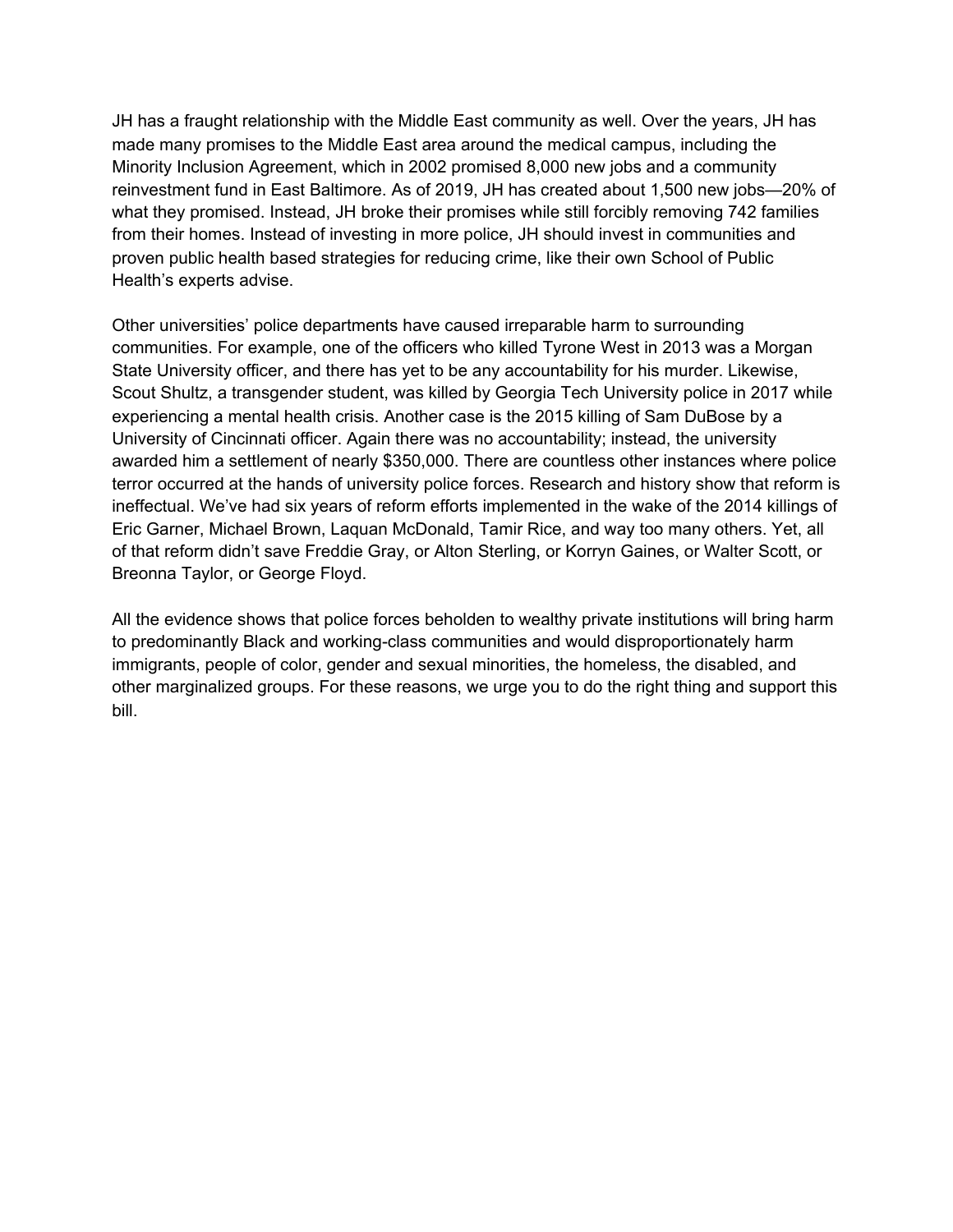JH has a fraught relationship with the Middle East community as well. Over the years, JH has made many promises to the Middle East area around the medical campus, including the Minority Inclusion Agreement, which in 2002 promised 8,000 new jobs and a community reinvestment fund in East Baltimore. As of 2019, JH has created about 1,500 new jobs—20% of what they promised. Instead, JH broke their promises while still forcibly removing 742 families from their homes. Instead of investing in more police, JH should invest in communities and proven public health based strategies for reducing crime, like their own School of Public Health's experts advise.

Other universities' police departments have caused irreparable harm to surrounding communities. For example, one of the officers who killed Tyrone West in 2013 was a Morgan State University officer, and there has yet to be any accountability for his murder. Likewise, Scout Shultz, a transgender student, was killed by Georgia Tech University police in 2017 while experiencing a mental health crisis. Another case is the 2015 killing of Sam DuBose by a University of Cincinnati officer. Again there was no accountability; instead, the university awarded him a settlement of nearly $350,000. There are countless other instances where police terror occurred at the hands of university police forces. Research and history show that reform is ineffectual. We've had six years of reform efforts implemented in the wake of the 2014 killings of Eric Garner, Michael Brown, Laquan McDonald, Tamir Rice, and way too many others. Yet, all of that reform didn't save Freddie Gray, or Alton Sterling, or Korryn Gaines, or Walter Scott, or Breonna Taylor, or George Floyd.

All the evidence shows that police forces beholden to wealthy private institutions will bring harm to predominantly Black and working-class communities and would disproportionately harm immigrants, people of color, gender and sexual minorities, the homeless, the disabled, and other marginalized groups. For these reasons, we urge you to do the right thing and support this bill.